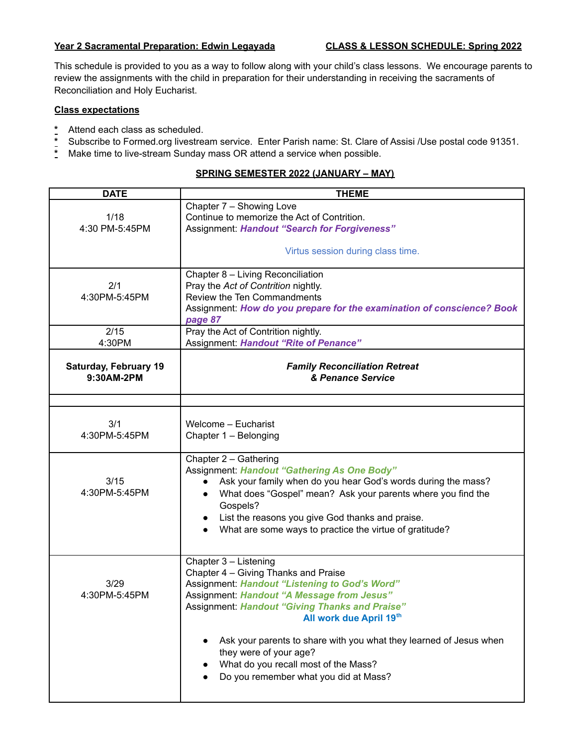**Year 2 Sacramental Preparation: Edwin Legayada** **CLASS & LESSON SCHEDULE: Spring 2022**

This schedule is provided to you as a way to follow along with your child's class lessons. We encourage parents to review the assignments with the child in preparation for their understanding in receiving the sacraments of Reconciliation and Holy Eucharist.

**Class expectations**

- Attend each class as scheduled.
- Subscribe to Formed.org livestream service. Enter Parish name: St. Clare of Assisi /Use postal code 91351.
- Make time to live-stream Sunday mass OR attend a service when possible.

**SPRING SEMESTER 2022 (JANUARY – MAY)**

| DATE | THEME |
|---|---|
| 1/18<br>4:30 PM-5:45PM | Chapter 7 – Showing Love<br>Continue to memorize the Act of Contrition.<br>Assignment: ***Handout "Search for Forgiveness"***<br><br>Virtus session during class time. |
| 2/1<br>4:30PM-5:45PM | Chapter 8 – Living Reconciliation<br>Pray the *Act of Contrition* nightly.<br>Review the Ten Commandments<br>Assignment: ***How do you prepare for the examination of conscience? Book page 87*** |
| 2/15<br>4:30PM | Pray the Act of Contrition nightly.<br>Assignment: ***Handout "Rite of Penance"*** |
| **Saturday, February 19<br>9:30AM-2PM** | ***Family Reconciliation Retreat<br>& Penance Service*** |
| | |
| 3/1<br>4:30PM-5:45PM | Welcome – Eucharist<br>Chapter 1 – Belonging |
| 3/15<br>4:30PM-5:45PM | Chapter 2 – Gathering<br>Assignment: ***Handout "Gathering As One Body"***<br>• Ask your family when do you hear God's words during the mass?<br>• What does "Gospel" mean? Ask your parents where you find the Gospels?<br>• List the reasons you give God thanks and praise.<br>• What are some ways to practice the virtue of gratitude? |
| 3/29<br>4:30PM-5:45PM | Chapter 3 – Listening<br>Chapter 4 – Giving Thanks and Praise<br>Assignment: ***Handout "Listening to God's Word"***<br>Assignment: ***Handout "A Message from Jesus"***<br>Assignment: ***Handout "Giving Thanks and Praise"***<br>**All work due April 19th**<br><br>• Ask your parents to share with you what they learned of Jesus when they were of your age?<br>• What do you recall most of the Mass?<br>• Do you remember what you did at Mass? |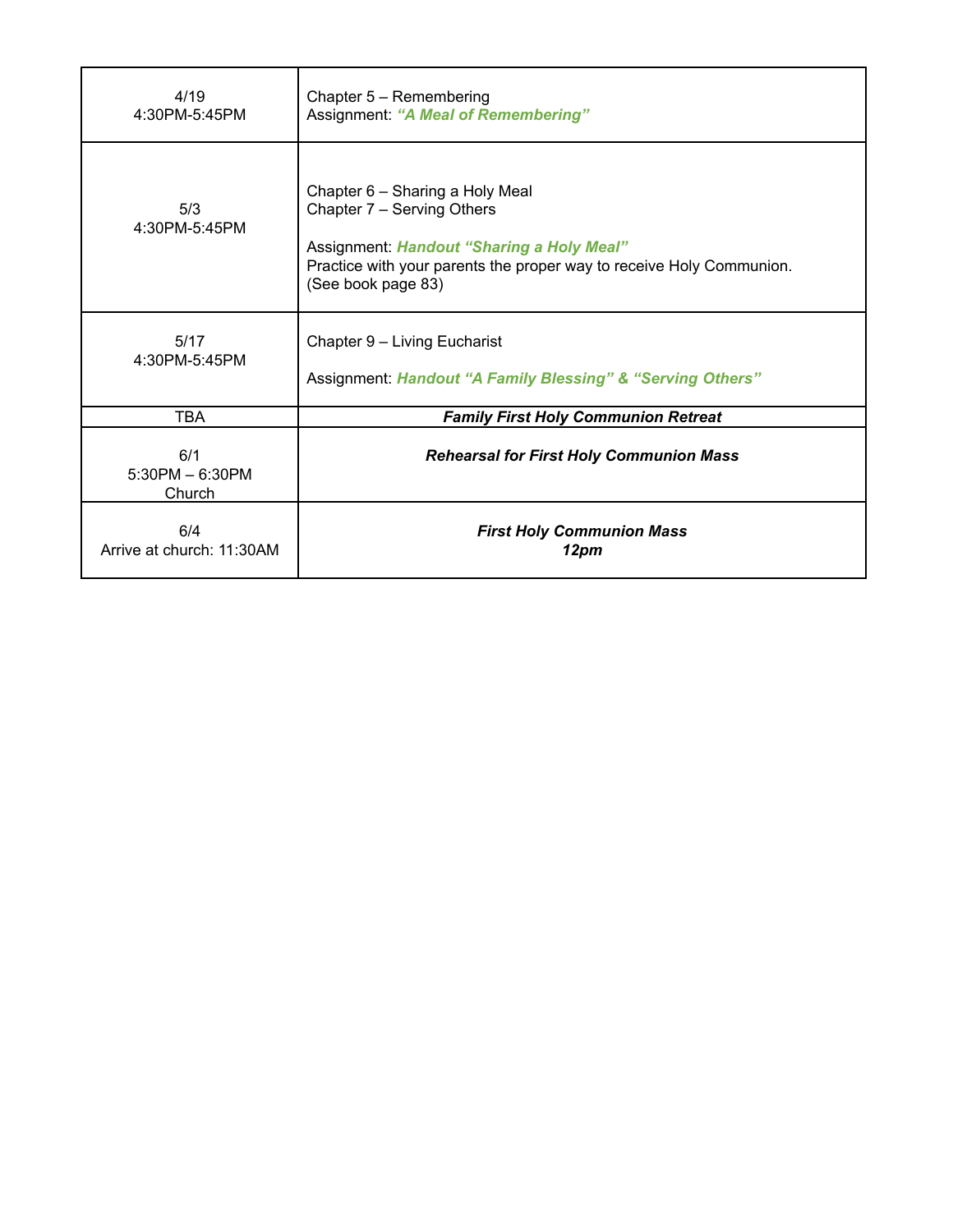| | |
|---|---|
| 4/19<br>4:30PM-5:45PM | Chapter 5 – Remembering<br>Assignment: ***"A Meal of Remembering"*** |
| 5/3<br>4:30PM-5:45PM | Chapter 6 – Sharing a Holy Meal<br>Chapter 7 – Serving Others<br><br>Assignment: ***Handout "Sharing a Holy Meal"***<br>Practice with your parents the proper way to receive Holy Communion. (See book page 83) |
| 5/17<br>4:30PM-5:45PM | Chapter 9 – Living Eucharist<br><br>Assignment: ***Handout "A Family Blessing" & "Serving Others"*** |
| TBA | ***Family First Holy Communion Retreat*** |
| 6/1<br>5:30PM – 6:30PM<br>Church | ***Rehearsal for First Holy Communion Mass*** |
| 6/4<br>Arrive at church: 11:30AM | ***First Holy Communion Mass***<br>***12pm*** |